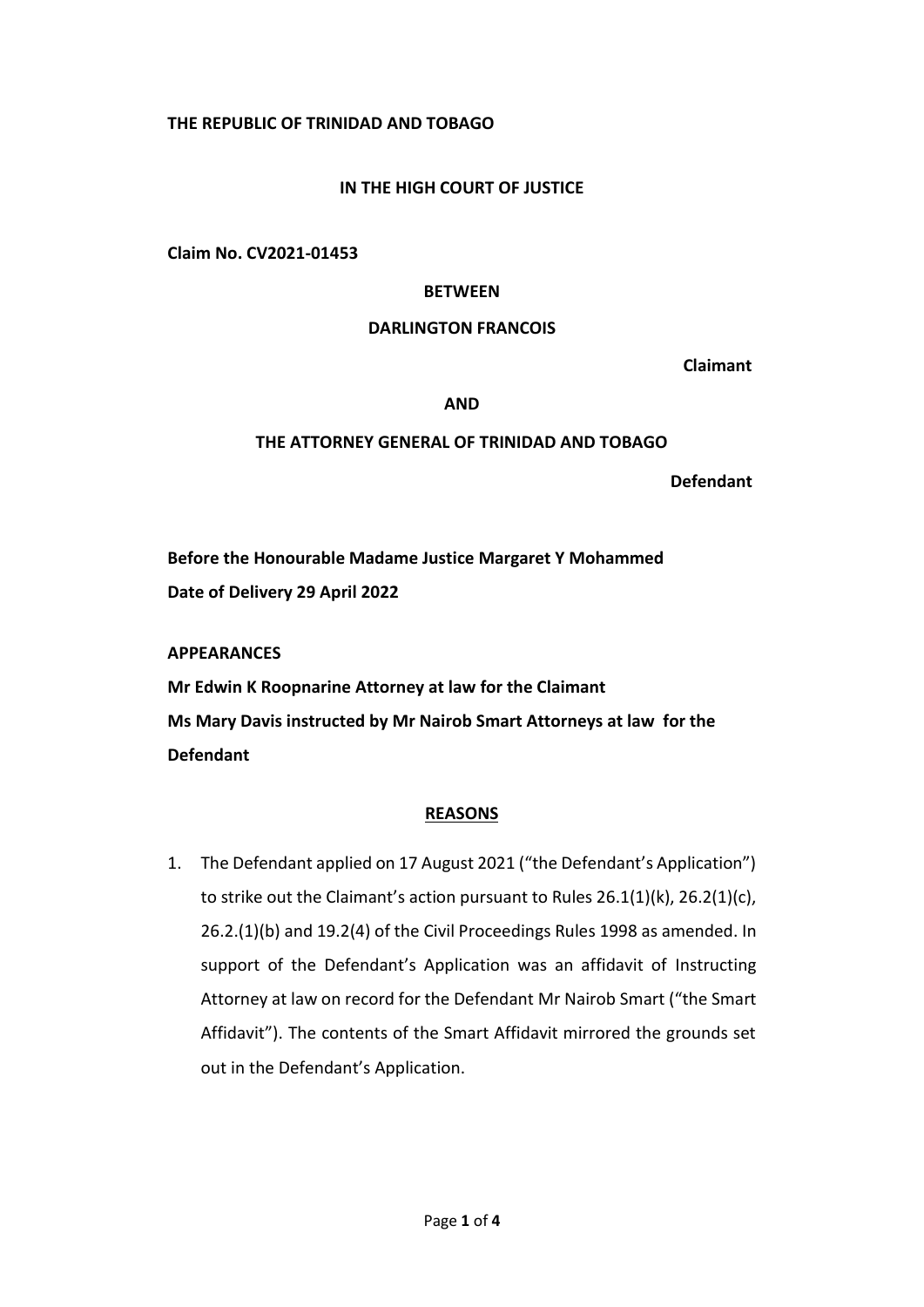**THE REPUBLIC OF TRINIDAD AND TOBAGO**

**IN THE HIGH COURT OF JUSTICE**

**Claim No. CV2021-01453**

**BETWEEN**

**DARLINGTON FRANCOIS**

**Claimant**

**AND**

**THE ATTORNEY GENERAL OF TRINIDAD AND TOBAGO**

**Defendant**

**Before the Honourable Madame Justice Margaret Y Mohammed**

**Date of Delivery 29 April 2022**

**APPEARANCES**

**Mr Edwin K Roopnarine Attorney at law for the Claimant**

**Ms Mary Davis instructed by Mr Nairob Smart Attorneys at law for the Defendant**

**REASONS**

1. The Defendant applied on 17 August 2021 ("the Defendant's Application") to strike out the Claimant's action pursuant to Rules 26.1(1)(k), 26.2(1)(c), 26.2.(1)(b) and 19.2(4) of the Civil Proceedings Rules 1998 as amended. In support of the Defendant's Application was an affidavit of Instructing Attorney at law on record for the Defendant Mr Nairob Smart ("the Smart Affidavit"). The contents of the Smart Affidavit mirrored the grounds set out in the Defendant's Application.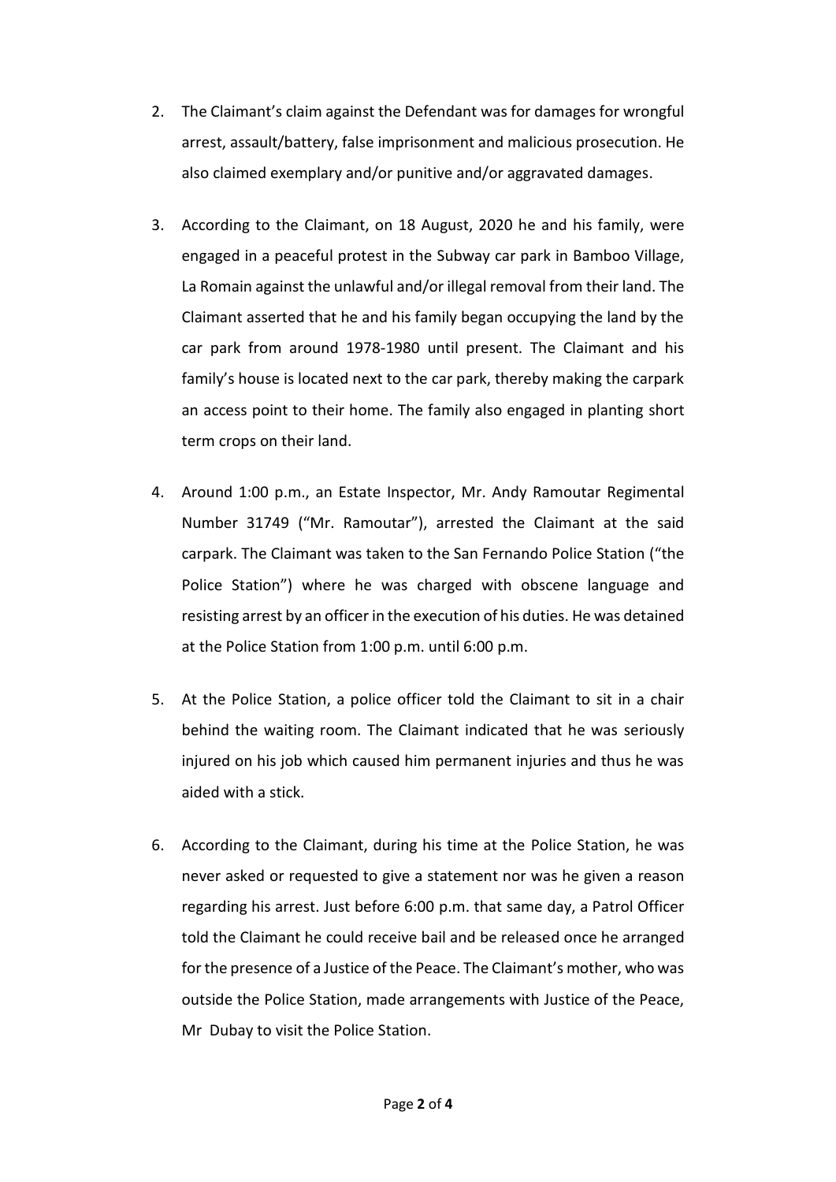2. The Claimant's claim against the Defendant was for damages for wrongful arrest, assault/battery, false imprisonment and malicious prosecution. He also claimed exemplary and/or punitive and/or aggravated damages.

3. According to the Claimant, on 18 August, 2020 he and his family, were engaged in a peaceful protest in the Subway car park in Bamboo Village, La Romain against the unlawful and/or illegal removal from their land. The Claimant asserted that he and his family began occupying the land by the car park from around 1978-1980 until present. The Claimant and his family's house is located next to the car park, thereby making the carpark an access point to their home. The family also engaged in planting short term crops on their land.

4. Around 1:00 p.m., an Estate Inspector, Mr. Andy Ramoutar Regimental Number 31749 ("Mr. Ramoutar"), arrested the Claimant at the said carpark. The Claimant was taken to the San Fernando Police Station ("the Police Station") where he was charged with obscene language and resisting arrest by an officer in the execution of his duties. He was detained at the Police Station from 1:00 p.m. until 6:00 p.m.

5. At the Police Station, a police officer told the Claimant to sit in a chair behind the waiting room. The Claimant indicated that he was seriously injured on his job which caused him permanent injuries and thus he was aided with a stick.

6. According to the Claimant, during his time at the Police Station, he was never asked or requested to give a statement nor was he given a reason regarding his arrest. Just before 6:00 p.m. that same day, a Patrol Officer told the Claimant he could receive bail and be released once he arranged for the presence of a Justice of the Peace. The Claimant's mother, who was outside the Police Station, made arrangements with Justice of the Peace, Mr Dubay to visit the Police Station.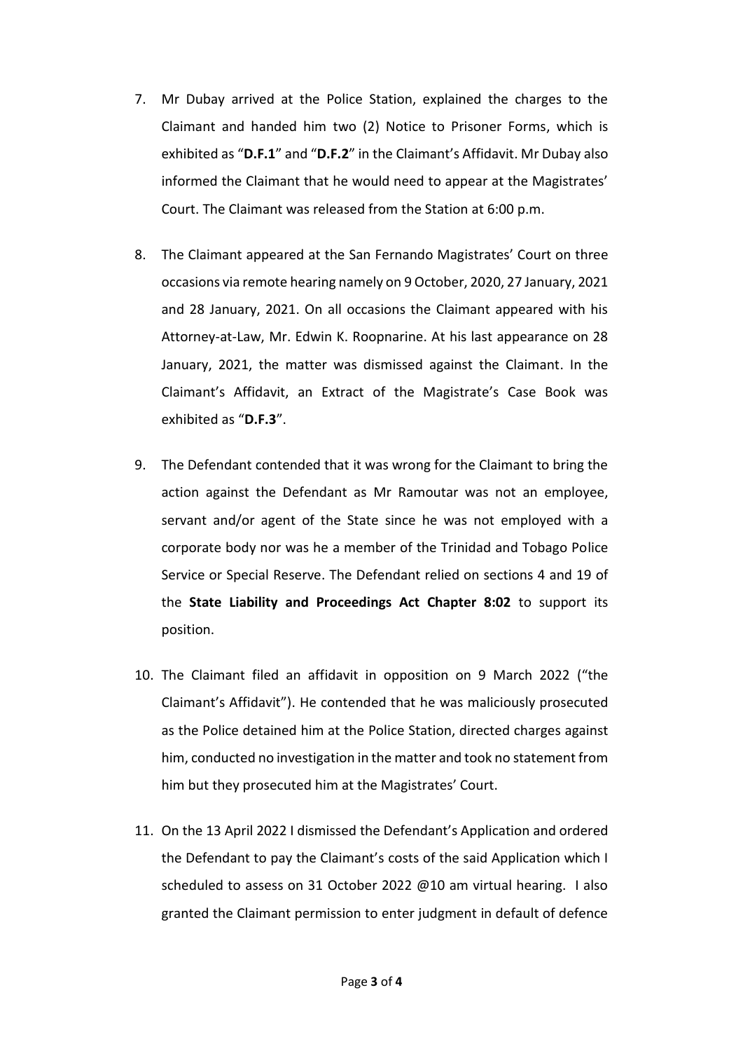7. Mr Dubay arrived at the Police Station, explained the charges to the Claimant and handed him two (2) Notice to Prisoner Forms, which is exhibited as "**D.F.1**" and "**D.F.2**" in the Claimant's Affidavit. Mr Dubay also informed the Claimant that he would need to appear at the Magistrates' Court. The Claimant was released from the Station at 6:00 p.m.

8. The Claimant appeared at the San Fernando Magistrates' Court on three occasions via remote hearing namely on 9 October, 2020, 27 January, 2021 and 28 January, 2021. On all occasions the Claimant appeared with his Attorney-at-Law, Mr. Edwin K. Roopnarine. At his last appearance on 28 January, 2021, the matter was dismissed against the Claimant. In the Claimant's Affidavit, an Extract of the Magistrate's Case Book was exhibited as "**D.F.3**".

9. The Defendant contended that it was wrong for the Claimant to bring the action against the Defendant as Mr Ramoutar was not an employee, servant and/or agent of the State since he was not employed with a corporate body nor was he a member of the Trinidad and Tobago Police Service or Special Reserve. The Defendant relied on sections 4 and 19 of the **State Liability and Proceedings Act Chapter 8:02** to support its position.

10. The Claimant filed an affidavit in opposition on 9 March 2022 ("the Claimant's Affidavit"). He contended that he was maliciously prosecuted as the Police detained him at the Police Station, directed charges against him, conducted no investigation in the matter and took no statement from him but they prosecuted him at the Magistrates' Court.

11. On the 13 April 2022 I dismissed the Defendant's Application and ordered the Defendant to pay the Claimant's costs of the said Application which I scheduled to assess on 31 October 2022 @10 am virtual hearing. I also granted the Claimant permission to enter judgment in default of defence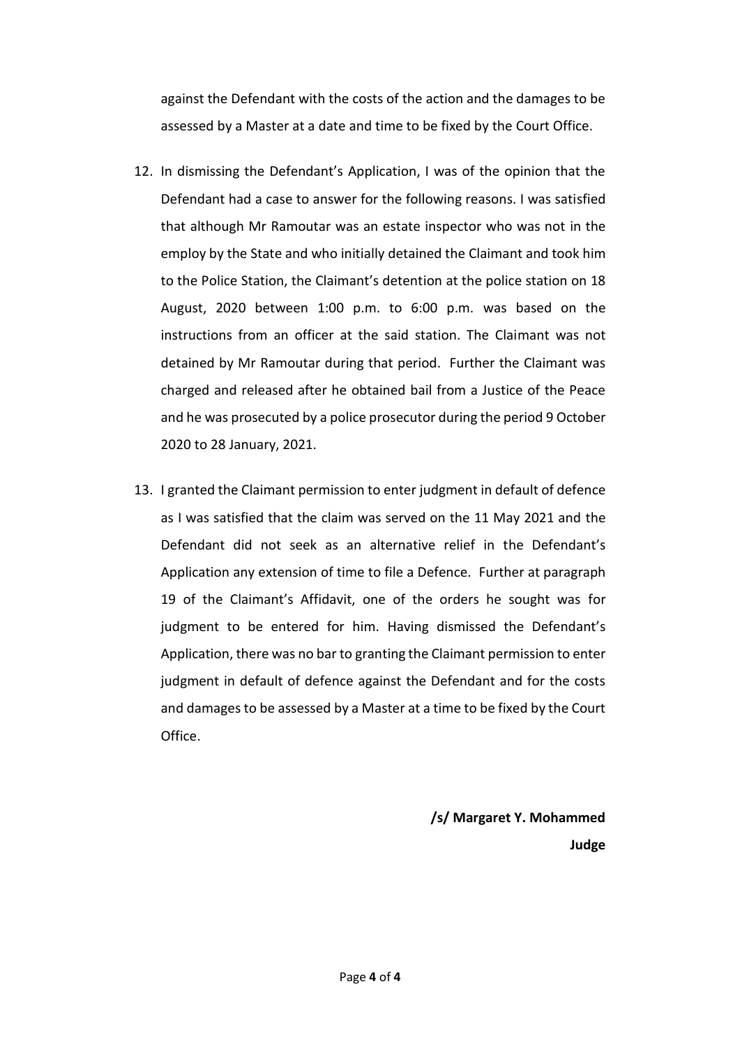against the Defendant with the costs of the action and the damages to be assessed by a Master at a date and time to be fixed by the Court Office.

12. In dismissing the Defendant's Application, I was of the opinion that the Defendant had a case to answer for the following reasons. I was satisfied that although Mr Ramoutar was an estate inspector who was not in the employ by the State and who initially detained the Claimant and took him to the Police Station, the Claimant's detention at the police station on 18 August, 2020 between 1:00 p.m. to 6:00 p.m. was based on the instructions from an officer at the said station. The Claimant was not detained by Mr Ramoutar during that period. Further the Claimant was charged and released after he obtained bail from a Justice of the Peace and he was prosecuted by a police prosecutor during the period 9 October 2020 to 28 January, 2021.

13. I granted the Claimant permission to enter judgment in default of defence as I was satisfied that the claim was served on the 11 May 2021 and the Defendant did not seek as an alternative relief in the Defendant's Application any extension of time to file a Defence. Further at paragraph 19 of the Claimant's Affidavit, one of the orders he sought was for judgment to be entered for him. Having dismissed the Defendant's Application, there was no bar to granting the Claimant permission to enter judgment in default of defence against the Defendant and for the costs and damages to be assessed by a Master at a time to be fixed by the Court Office.

**/s/ Margaret Y. Mohammed**

**Judge**